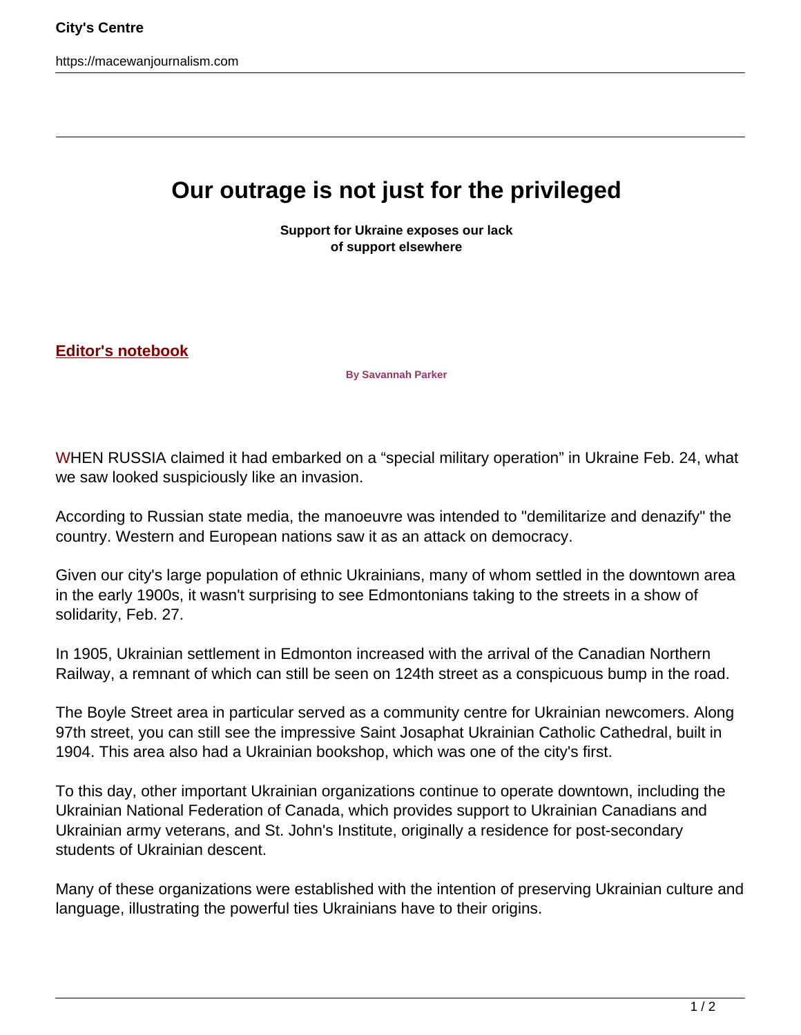# Our outrage is not just for the privileged

**Support for Ukraine exposes our lack of support elsewhere**

**Editor's notebook**

**By Savannah Parker**

WHEN RUSSIA claimed it had embarked on a “special military operation” in Ukraine Feb. 24, what we saw looked suspiciously like an invasion.

According to Russian state media, the manoeuvre was intended to "demilitarize and denazify" the country. Western and European nations saw it as an attack on democracy.

Given our city's large population of ethnic Ukrainians, many of whom settled in the downtown area in the early 1900s, it wasn't surprising to see Edmontonians taking to the streets in a show of solidarity, Feb. 27.

In 1905, Ukrainian settlement in Edmonton increased with the arrival of the Canadian Northern Railway, a remnant of which can still be seen on 124th street as a conspicuous bump in the road.

The Boyle Street area in particular served as a community centre for Ukrainian newcomers. Along 97th street, you can still see the impressive Saint Josaphat Ukrainian Catholic Cathedral, built in 1904. This area also had a Ukrainian bookshop, which was one of the city's first.

To this day, other important Ukrainian organizations continue to operate downtown, including the Ukrainian National Federation of Canada, which provides support to Ukrainian Canadians and Ukrainian army veterans, and St. John's Institute, originally a residence for post-secondary students of Ukrainian descent.

Many of these organizations were established with the intention of preserving Ukrainian culture and language, illustrating the powerful ties Ukrainians have to their origins.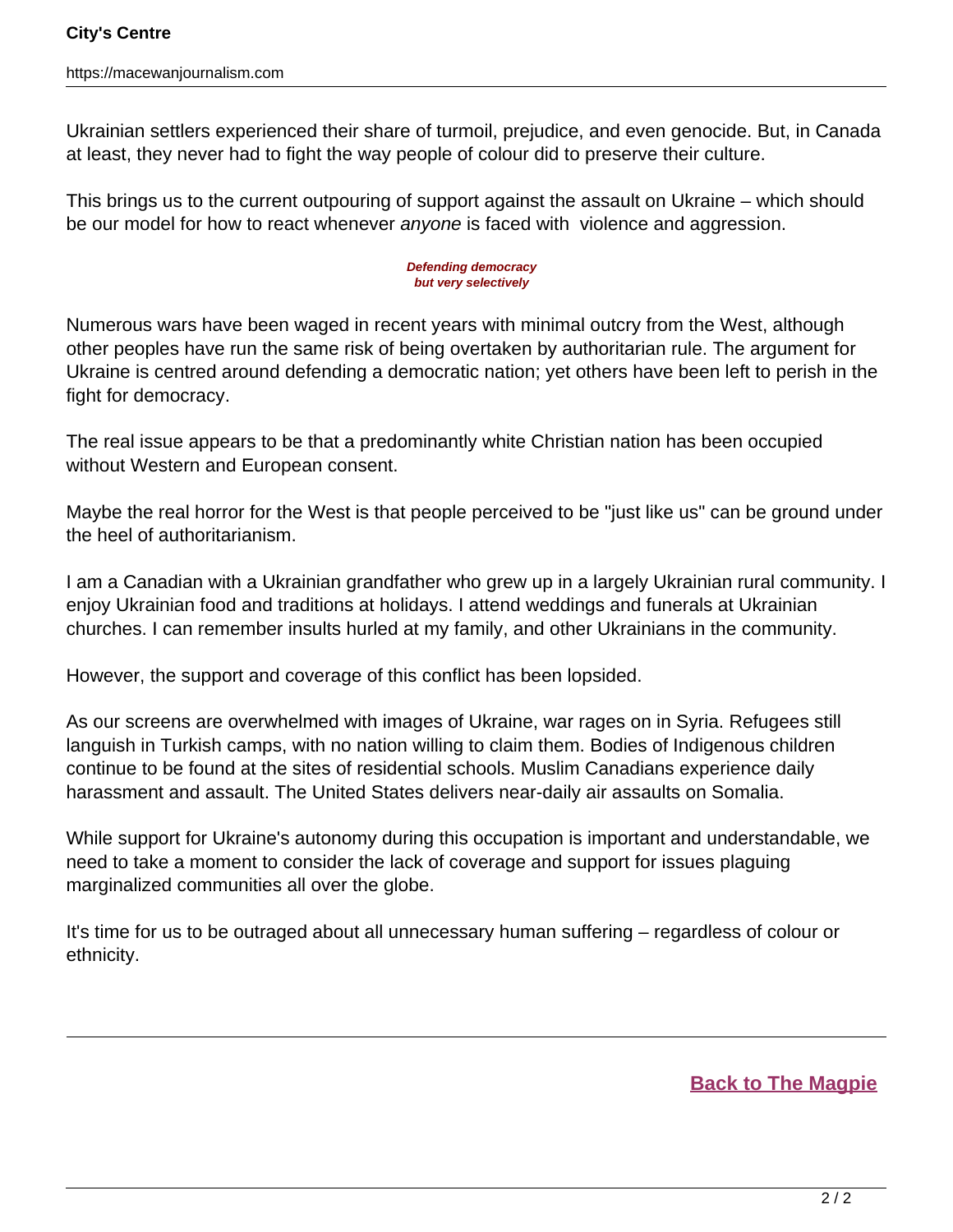Ukrainian settlers experienced their share of turmoil, prejudice, and even genocide. But, in Canada at least, they never had to fight the way people of colour did to preserve their culture.

This brings us to the current outpouring of support against the assault on Ukraine – which should be our model for how to react whenever *anyone* is faced with violence and aggression.

***Defending democracy but very selectively***

Numerous wars have been waged in recent years with minimal outcry from the West, although other peoples have run the same risk of being overtaken by authoritarian rule. The argument for Ukraine is centred around defending a democratic nation; yet others have been left to perish in the fight for democracy.

The real issue appears to be that a predominantly white Christian nation has been occupied without Western and European consent.

Maybe the real horror for the West is that people perceived to be "just like us" can be ground under the heel of authoritarianism.

I am a Canadian with a Ukrainian grandfather who grew up in a largely Ukrainian rural community. I enjoy Ukrainian food and traditions at holidays. I attend weddings and funerals at Ukrainian churches. I can remember insults hurled at my family, and other Ukrainians in the community.

However, the support and coverage of this conflict has been lopsided.

As our screens are overwhelmed with images of Ukraine, war rages on in Syria. Refugees still languish in Turkish camps, with no nation willing to claim them. Bodies of Indigenous children continue to be found at the sites of residential schools. Muslim Canadians experience daily harassment and assault. The United States delivers near-daily air assaults on Somalia.

While support for Ukraine's autonomy during this occupation is important and understandable, we need to take a moment to consider the lack of coverage and support for issues plaguing marginalized communities all over the globe.

It's time for us to be outraged about all unnecessary human suffering – regardless of colour or ethnicity.

**Back to The Magpie**